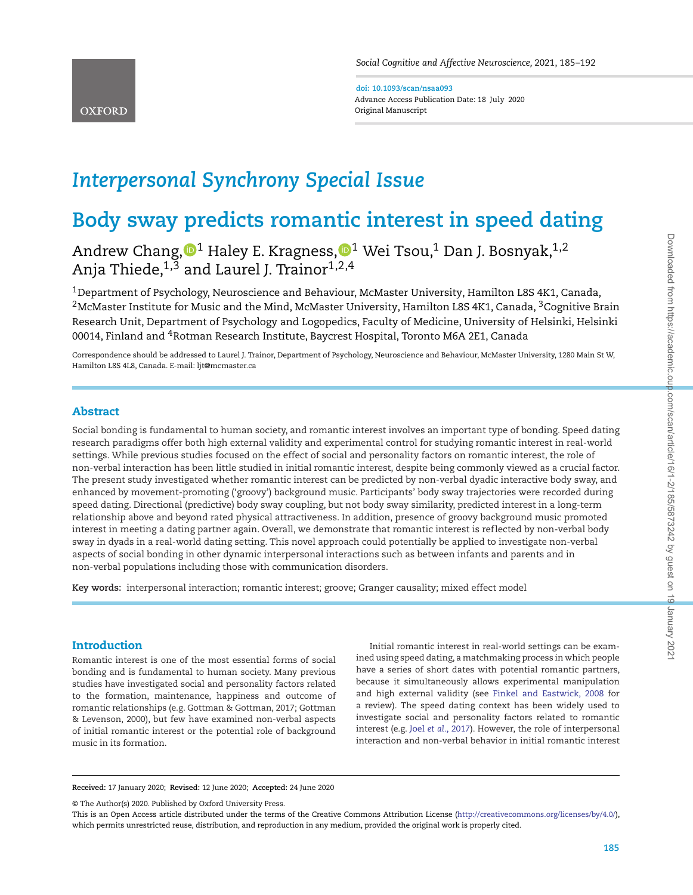*Interpersonal Synchrony Special Issue*

# Body sway predicts romantic interest in speed dating

Andrew Chang,[1] Haley E. Kragness,[1] Wei Tsou,[1] Dan J. Bosnyak,[1,2] Anja Thiede,[1,3] and Laurel J. Trainor[1,2,4]

[1]Department of Psychology, Neuroscience and Behaviour, McMaster University, Hamilton L8S 4K1, Canada, [2]McMaster Institute for Music and the Mind, McMaster University, Hamilton L8S 4K1, Canada, [3]Cognitive Brain Research Unit, Department of Psychology and Logopedics, Faculty of Medicine, University of Helsinki, Helsinki 00014, Finland and [4]Rotman Research Institute, Baycrest Hospital, Toronto M6A 2E1, Canada

Correspondence should be addressed to Laurel J. Trainor, Department of Psychology, Neuroscience and Behaviour, McMaster University, 1280 Main St W, Hamilton L8S 4L8, Canada. E-mail: ljt@mcmaster.ca

## Abstract

Social bonding is fundamental to human society, and romantic interest involves an important type of bonding. Speed dating research paradigms offer both high external validity and experimental control for studying romantic interest in real-world settings. While previous studies focused on the effect of social and personality factors on romantic interest, the role of non-verbal interaction has been little studied in initial romantic interest, despite being commonly viewed as a crucial factor. The present study investigated whether romantic interest can be predicted by non-verbal dyadic interactive body sway, and enhanced by movement-promoting ('groovy') background music. Participants' body sway trajectories were recorded during speed dating. Directional (predictive) body sway coupling, but not body sway similarity, predicted interest in a long-term relationship above and beyond rated physical attractiveness. In addition, presence of groovy background music promoted interest in meeting a dating partner again. Overall, we demonstrate that romantic interest is reflected by non-verbal body sway in dyads in a real-world dating setting. This novel approach could potentially be applied to investigate non-verbal aspects of social bonding in other dynamic interpersonal interactions such as between infants and parents and in non-verbal populations including those with communication disorders.

**Key words:** interpersonal interaction; romantic interest; groove; Granger causality; mixed effect model

## Introduction

Romantic interest is one of the most essential forms of social bonding and is fundamental to human society. Many previous studies have investigated social and personality factors related to the formation, maintenance, happiness and outcome of romantic relationships (e.g. Gottman & Gottman, 2017; Gottman & Levenson, 2000), but few have examined non-verbal aspects of initial romantic interest or the potential role of background music in its formation.

Initial romantic interest in real-world settings can be examined using speed dating, a matchmaking process in which people have a series of short dates with potential romantic partners, because it simultaneously allows experimental manipulation and high external validity (see Finkel and Eastwick, 2008 for a review). The speed dating context has been widely used to investigate social and personality factors related to romantic interest (e.g. Joel *et al.*, 2017). However, the role of interpersonal interaction and non-verbal behavior in initial romantic interest

**Received:** 17 January 2020; **Revised:** 12 June 2020; **Accepted:** 24 June 2020

© The Author(s) 2020. Published by Oxford University Press.

This is an Open Access article distributed under the terms of the Creative Commons Attribution License (http://creativecommons.org/licenses/by/4.0/), which permits unrestricted reuse, distribution, and reproduction in any medium, provided the original work is properly cited.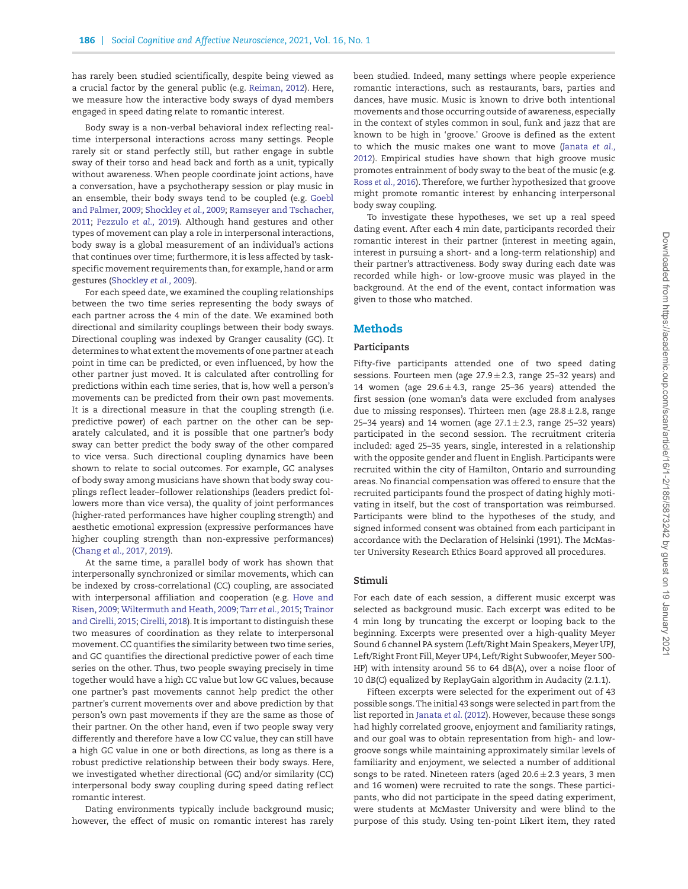has rarely been studied scientifically, despite being viewed as a crucial factor by the general public (e.g. Reiman, 2012). Here, we measure how the interactive body sways of dyad members engaged in speed dating relate to romantic interest.

Body sway is a non-verbal behavioral index reflecting real-time interpersonal interactions across many settings. People rarely sit or stand perfectly still, but rather engage in subtle sway of their torso and head back and forth as a unit, typically without awareness. When people coordinate joint actions, have a conversation, have a psychotherapy session or play music in an ensemble, their body sways tend to be coupled (e.g. Goebl and Palmer, 2009; Shockley *et al.*, 2009; Ramseyer and Tschacher, 2011; Pezzulo *et al.*, 2019). Although hand gestures and other types of movement can play a role in interpersonal interactions, body sway is a global measurement of an individual's actions that continues over time; furthermore, it is less affected by task-specific movement requirements than, for example, hand or arm gestures (Shockley *et al.*, 2009).

For each speed date, we examined the coupling relationships between the two time series representing the body sways of each partner across the 4 min of the date. We examined both directional and similarity couplings between their body sways. Directional coupling was indexed by Granger causality (GC). It determines to what extent the movements of one partner at each point in time can be predicted, or even influenced, by how the other partner just moved. It is calculated after controlling for predictions within each time series, that is, how well a person's movements can be predicted from their own past movements. It is a directional measure in that the coupling strength (i.e. predictive power) of each partner on the other can be separately calculated, and it is possible that one partner's body sway can better predict the body sway of the other compared to vice versa. Such directional coupling dynamics have been shown to relate to social outcomes. For example, GC analyses of body sway among musicians have shown that body sway couplings reflect leader–follower relationships (leaders predict followers more than vice versa), the quality of joint performances (higher-rated performances have higher coupling strength) and aesthetic emotional expression (expressive performances have higher coupling strength than non-expressive performances) (Chang *et al.*, 2017, 2019).

At the same time, a parallel body of work has shown that interpersonally synchronized or similar movements, which can be indexed by cross-correlational (CC) coupling, are associated with interpersonal affiliation and cooperation (e.g. Hove and Risen, 2009; Wiltermuth and Heath, 2009; Tarr *et al.*, 2015; Trainor and Cirelli, 2015; Cirelli, 2018). It is important to distinguish these two measures of coordination as they relate to interpersonal movement. CC quantifies the similarity between two time series, and GC quantifies the directional predictive power of each time series on the other. Thus, two people swaying precisely in time together would have a high CC value but low GC values, because one partner's past movements cannot help predict the other partner's current movements over and above prediction by that person's own past movements if they are the same as those of their partner. On the other hand, even if two people sway very differently and therefore have a low CC value, they can still have a high GC value in one or both directions, as long as there is a robust predictive relationship between their body sways. Here, we investigated whether directional (GC) and/or similarity (CC) interpersonal body sway coupling during speed dating reflect romantic interest.

Dating environments typically include background music; however, the effect of music on romantic interest has rarely been studied. Indeed, many settings where people experience romantic interactions, such as restaurants, bars, parties and dances, have music. Music is known to drive both intentional movements and those occurring outside of awareness, especially in the context of styles common in soul, funk and jazz that are known to be high in 'groove.' Groove is defined as the extent to which the music makes one want to move (Janata *et al.*, 2012). Empirical studies have shown that high groove music promotes entrainment of body sway to the beat of the music (e.g. Ross *et al.*, 2016). Therefore, we further hypothesized that groove might promote romantic interest by enhancing interpersonal body sway coupling.

To investigate these hypotheses, we set up a real speed dating event. After each 4 min date, participants recorded their romantic interest in their partner (interest in meeting again, interest in pursuing a short- and a long-term relationship) and their partner's attractiveness. Body sway during each date was recorded while high- or low-groove music was played in the background. At the end of the event, contact information was given to those who matched.

## Methods

### Participants

Fifty-five participants attended one of two speed dating sessions. Fourteen men (age $27.9 \pm 2.3$, range 25–32 years) and 14 women (age $29.6 \pm 4.3$, range 25–36 years) attended the first session (one woman's data were excluded from analyses due to missing responses). Thirteen men (age $28.8 \pm 2.8$, range 25–34 years) and 14 women (age $27.1 \pm 2.3$, range 25–32 years) participated in the second session. The recruitment criteria included: aged 25–35 years, single, interested in a relationship with the opposite gender and fluent in English. Participants were recruited within the city of Hamilton, Ontario and surrounding areas. No financial compensation was offered to ensure that the recruited participants found the prospect of dating highly motivating in itself, but the cost of transportation was reimbursed. Participants were blind to the hypotheses of the study, and signed informed consent was obtained from each participant in accordance with the Declaration of Helsinki (1991). The McMaster University Research Ethics Board approved all procedures.

### Stimuli

For each date of each session, a different music excerpt was selected as background music. Each excerpt was edited to be 4 min long by truncating the excerpt or looping back to the beginning. Excerpts were presented over a high-quality Meyer Sound 6 channel PA system (Left/Right Main Speakers, Meyer UPJ, Left/Right Front Fill, Meyer UP4, Left/Right Subwoofer, Meyer 500-HP) with intensity around 56 to 64 dB(A), over a noise floor of 10 dB(C) equalized by ReplayGain algorithm in Audacity (2.1.1).

Fifteen excerpts were selected for the experiment out of 43 possible songs. The initial 43 songs were selected in part from the list reported in Janata *et al.* (2012). However, because these songs had highly correlated groove, enjoyment and familiarity ratings, and our goal was to obtain representation from high- and low-groove songs while maintaining approximately similar levels of familiarity and enjoyment, we selected a number of additional songs to be rated. Nineteen raters (aged $20.6 \pm 2.3$ years, 3 men and 16 women) were recruited to rate the songs. These participants, who did not participate in the speed dating experiment, were students at McMaster University and were blind to the purpose of this study. Using ten-point Likert item, they rated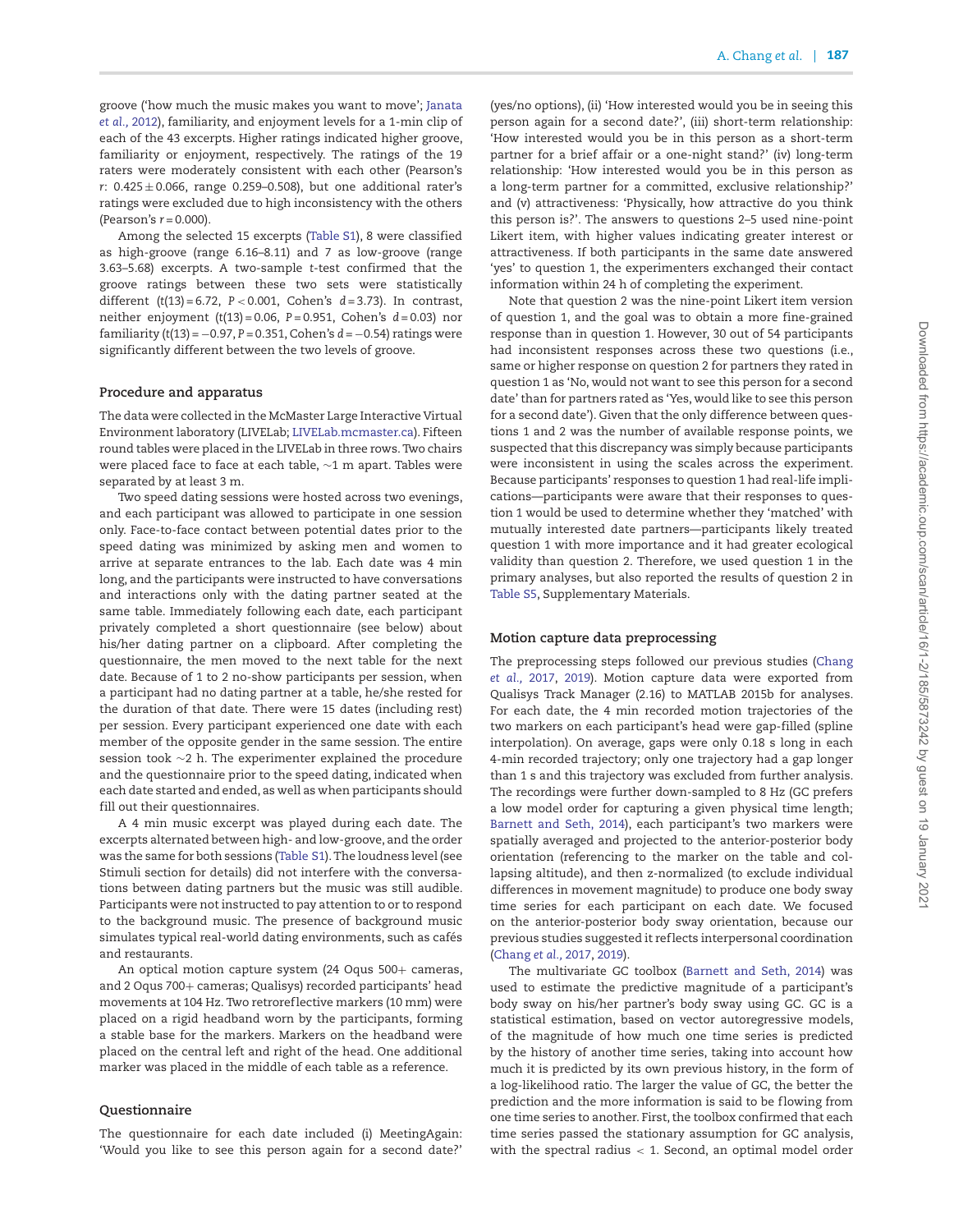groove ('how much the music makes you want to move'; Janata *et al.*, 2012), familiarity, and enjoyment levels for a 1-min clip of each of the 43 excerpts. Higher ratings indicated higher groove, familiarity or enjoyment, respectively. The ratings of the 19 raters were moderately consistent with each other (Pearson's $r$: $0.425 \pm 0.066$, range 0.259–0.508), but one additional rater's ratings were excluded due to high inconsistency with the others (Pearson's $r = 0.000$).

Among the selected 15 excerpts (Table S1), 8 were classified as high-groove (range 6.16–8.11) and 7 as low-groove (range 3.63–5.68) excerpts. A two-sample $t$-test confirmed that the groove ratings between these two sets were statistically different ($t(13) = 6.72$, $P < 0.001$, Cohen's $d = 3.73$). In contrast, neither enjoyment ($t(13) = 0.06$, $P = 0.951$, Cohen's $d = 0.03$) nor familiarity ($t(13) = -0.97$, $P = 0.351$, Cohen's $d = -0.54$) ratings were significantly different between the two levels of groove.

### Procedure and apparatus

The data were collected in the McMaster Large Interactive Virtual Environment laboratory (LIVELab; LIVELab.mcmaster.ca). Fifteen round tables were placed in the LIVELab in three rows. Two chairs were placed face to face at each table, ~1 m apart. Tables were separated by at least 3 m.

Two speed dating sessions were hosted across two evenings, and each participant was allowed to participate in one session only. Face-to-face contact between potential dates prior to the speed dating was minimized by asking men and women to arrive at separate entrances to the lab. Each date was 4 min long, and the participants were instructed to have conversations and interactions only with the dating partner seated at the same table. Immediately following each date, each participant privately completed a short questionnaire (see below) about his/her dating partner on a clipboard. After completing the questionnaire, the men moved to the next table for the next date. Because of 1 to 2 no-show participants per session, when a participant had no dating partner at a table, he/she rested for the duration of that date. There were 15 dates (including rest) per session. Every participant experienced one date with each member of the opposite gender in the same session. The entire session took ~2 h. The experimenter explained the procedure and the questionnaire prior to the speed dating, indicated when each date started and ended, as well as when participants should fill out their questionnaires.

A 4 min music excerpt was played during each date. The excerpts alternated between high- and low-groove, and the order was the same for both sessions (Table S1). The loudness level (see Stimuli section for details) did not interfere with the conversations between dating partners but the music was still audible. Participants were not instructed to pay attention to or to respond to the background music. The presence of background music simulates typical real-world dating environments, such as cafés and restaurants.

An optical motion capture system (24 Oqus 500+ cameras, and 2 Oqus 700+ cameras; Qualisys) recorded participants' head movements at 104 Hz. Two retroreflective markers (10 mm) were placed on a rigid headband worn by the participants, forming a stable base for the markers. Markers on the headband were placed on the central left and right of the head. One additional marker was placed in the middle of each table as a reference.

### Questionnaire

The questionnaire for each date included (i) MeetingAgain: 'Would you like to see this person again for a second date?' (yes/no options), (ii) 'How interested would you be in seeing this person again for a second date?', (iii) short-term relationship: 'How interested would you be in this person as a short-term partner for a brief affair or a one-night stand?' (iv) long-term relationship: 'How interested would you be in this person as a long-term partner for a committed, exclusive relationship?' and (v) attractiveness: 'Physically, how attractive do you think this person is?'. The answers to questions 2–5 used nine-point Likert item, with higher values indicating greater interest or attractiveness. If both participants in the same date answered 'yes' to question 1, the experimenters exchanged their contact information within 24 h of completing the experiment.

Note that question 2 was the nine-point Likert item version of question 1, and the goal was to obtain a more fine-grained response than in question 1. However, 30 out of 54 participants had inconsistent responses across these two questions (i.e., same or higher response on question 2 for partners they rated in question 1 as 'No, would not want to see this person for a second date' than for partners rated as 'Yes, would like to see this person for a second date'). Given that the only difference between questions 1 and 2 was the number of available response points, we suspected that this discrepancy was simply because participants were inconsistent in using the scales across the experiment. Because participants' responses to question 1 had real-life implications—participants were aware that their responses to question 1 would be used to determine whether they 'matched' with mutually interested date partners—participants likely treated question 1 with more importance and it had greater ecological validity than question 2. Therefore, we used question 1 in the primary analyses, but also reported the results of question 2 in Table S5, Supplementary Materials.

### Motion capture data preprocessing

The preprocessing steps followed our previous studies (Chang *et al.*, 2017, 2019). Motion capture data were exported from Qualisys Track Manager (2.16) to MATLAB 2015b for analyses. For each date, the 4 min recorded motion trajectories of the two markers on each participant's head were gap-filled (spline interpolation). On average, gaps were only 0.18 s long in each 4-min recorded trajectory; only one trajectory had a gap longer than 1 s and this trajectory was excluded from further analysis. The recordings were further down-sampled to 8 Hz (GC prefers a low model order for capturing a given physical time length; Barnett and Seth, 2014), each participant's two markers were spatially averaged and projected to the anterior-posterior body orientation (referencing to the marker on the table and collapsing altitude), and then z-normalized (to exclude individual differences in movement magnitude) to produce one body sway time series for each participant on each date. We focused on the anterior-posterior body sway orientation, because our previous studies suggested it reflects interpersonal coordination (Chang *et al.*, 2017, 2019).

The multivariate GC toolbox (Barnett and Seth, 2014) was used to estimate the predictive magnitude of a participant's body sway on his/her partner's body sway using GC. GC is a statistical estimation, based on vector autoregressive models, of the magnitude of how much one time series is predicted by the history of another time series, taking into account how much it is predicted by its own previous history, in the form of a log-likelihood ratio. The larger the value of GC, the better the prediction and the more information is said to be flowing from one time series to another. First, the toolbox confirmed that each time series passed the stationary assumption for GC analysis, with the spectral radius < 1. Second, an optimal model order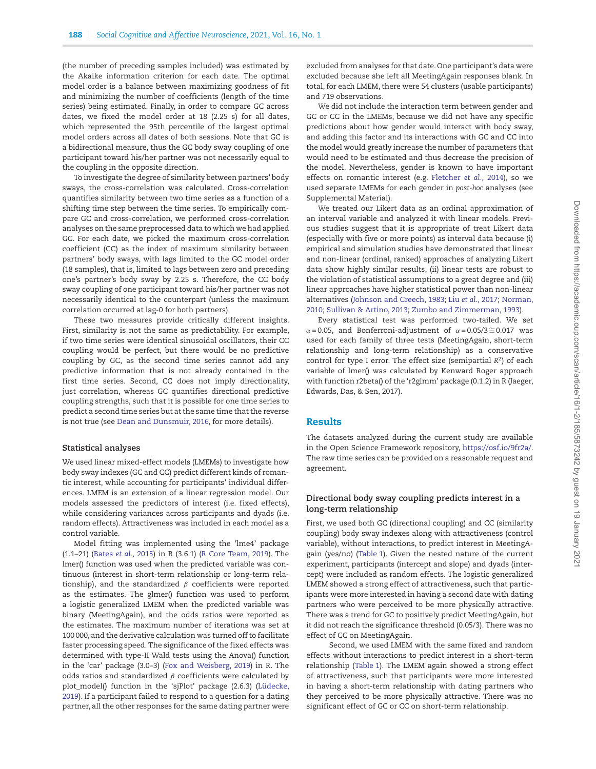(the number of preceding samples included) was estimated by the Akaike information criterion for each date. The optimal model order is a balance between maximizing goodness of fit and minimizing the number of coefficients (length of the time series) being estimated. Finally, in order to compare GC across dates, we fixed the model order at 18 (2.25 s) for all dates, which represented the 95th percentile of the largest optimal model orders across all dates of both sessions. Note that GC is a bidirectional measure, thus the GC body sway coupling of one participant toward his/her partner was not necessarily equal to the coupling in the opposite direction.

To investigate the degree of similarity between partners' body sways, the cross-correlation was calculated. Cross-correlation quantifies similarity between two time series as a function of a shifting time step between the time series. To empirically compare GC and cross-correlation, we performed cross-correlation analyses on the same preprocessed data to which we had applied GC. For each date, we picked the maximum cross-correlation coefficient (CC) as the index of maximum similarity between partners' body sways, with lags limited to the GC model order (18 samples), that is, limited to lags between zero and preceding one's partner's body sway by 2.25 s. Therefore, the CC body sway coupling of one participant toward his/her partner was not necessarily identical to the counterpart (unless the maximum correlation occurred at lag-0 for both partners).

These two measures provide critically different insights. First, similarity is not the same as predictability. For example, if two time series were identical sinusoidal oscillators, their CC coupling would be perfect, but there would be no predictive coupling by GC, as the second time series cannot add any predictive information that is not already contained in the first time series. Second, CC does not imply directionality, just correlation, whereas GC quantifies directional predictive coupling strengths, such that it is possible for one time series to predict a second time series but at the same time that the reverse is not true (see Dean and Dunsmuir, 2016, for more details).

### Statistical analyses

We used linear mixed-effect models (LMEMs) to investigate how body sway indexes (GC and CC) predict different kinds of romantic interest, while accounting for participants' individual differences. LMEM is an extension of a linear regression model. Our models assessed the predictors of interest (i.e. fixed effects), while considering variances across participants and dyads (i.e. random effects). Attractiveness was included in each model as a control variable.

Model fitting was implemented using the 'lme4' package (1.1–21) (Bates *et al.*, 2015) in R (3.6.1) (R Core Team, 2019). The lmer() function was used when the predicted variable was continuous (interest in short-term relationship or long-term relationship), and the standardized $\beta$ coefficients were reported as the estimates. The glmer() function was used to perform a logistic generalized LMEM when the predicted variable was binary (MeetingAgain), and the odds ratios were reported as the estimates. The maximum number of iterations was set at 100 000, and the derivative calculation was turned off to facilitate faster processing speed. The significance of the fixed effects was determined with type-II Wald tests using the Anova() function in the 'car' package (3.0–3) (Fox and Weisberg, 2019) in R. The odds ratios and standardized $\beta$ coefficients were calculated by plot_model() function in the 'sjPlot' package (2.6.3) (Lüdecke, 2019). If a participant failed to respond to a question for a dating partner, all the other responses for the same dating partner were excluded from analyses for that date. One participant's data were excluded because she left all MeetingAgain responses blank. In total, for each LMEM, there were 54 clusters (usable participants) and 719 observations.

We did not include the interaction term between gender and GC or CC in the LMEMs, because we did not have any specific predictions about how gender would interact with body sway, and adding this factor and its interactions with GC and CC into the model would greatly increase the number of parameters that would need to be estimated and thus decrease the precision of the model. Nevertheless, gender is known to have important effects on romantic interest (e.g. Fletcher *et al.*, 2014), so we used separate LMEMs for each gender in *post-hoc* analyses (see Supplemental Material).

We treated our Likert data as an ordinal approximation of an interval variable and analyzed it with linear models. Previous studies suggest that it is appropriate of treat Likert data (especially with five or more points) as interval data because (i) empirical and simulation studies have demonstrated that linear and non-linear (ordinal, ranked) approaches of analyzing Likert data show highly similar results, (ii) linear tests are robust to the violation of statistical assumptions to a great degree and (iii) linear approaches have higher statistical power than non-linear alternatives (Johnson and Creech, 1983; Liu *et al.*, 2017; Norman, 2010; Sullivan & Artino, 2013; Zumbo and Zimmerman, 1993).

Every statistical test was performed two-tailed. We set $\alpha = 0.05$, and Bonferroni-adjustment of $\alpha = 0.05/3 \cong 0.017$ was used for each family of three tests (MeetingAgain, short-term relationship and long-term relationship) as a conservative control for type I error. The effect size (semipartial $R^2$) of each variable of lmer() was calculated by Kenward Roger approach with function r2beta() of the 'r2glmm' package (0.1.2) in R (Jaeger, Edwards, Das, & Sen, 2017).

## Results

The datasets analyzed during the current study are available in the Open Science Framework repository, https://osf.io/9fr2a/. The raw time series can be provided on a reasonable request and agreement.

### Directional body sway coupling predicts interest in a long-term relationship

First, we used both GC (directional coupling) and CC (similarity coupling) body sway indexes along with attractiveness (control variable), without interactions, to predict interest in MeetingAgain (yes/no) (Table 1). Given the nested nature of the current experiment, participants (intercept and slope) and dyads (intercept) were included as random effects. The logistic generalized LMEM showed a strong effect of attractiveness, such that participants were more interested in having a second date with dating partners who were perceived to be more physically attractive. There was a trend for GC to positively predict MeetingAgain, but it did not reach the significance threshold (0.05/3). There was no effect of CC on MeetingAgain.

Second, we used LMEM with the same fixed and random effects without interactions to predict interest in a short-term relationship (Table 1). The LMEM again showed a strong effect of attractiveness, such that participants were more interested in having a short-term relationship with dating partners who they perceived to be more physically attractive. There was no significant effect of GC or CC on short-term relationship.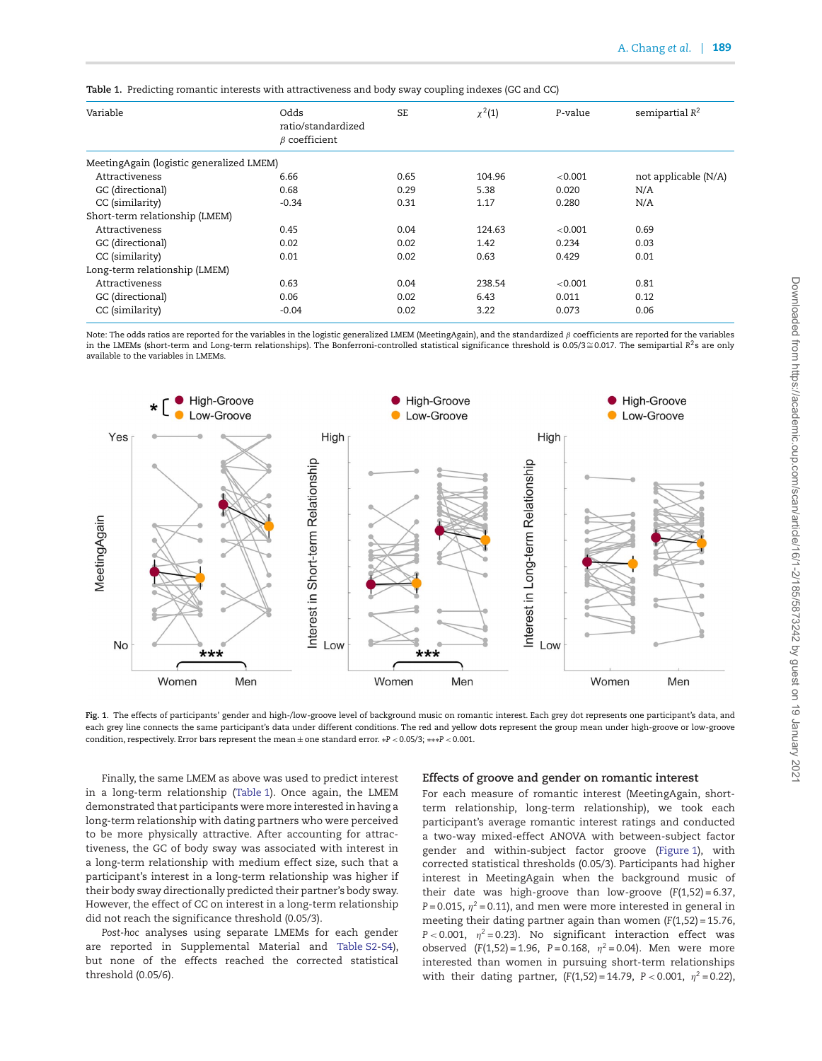Table 1. Predicting romantic interests with attractiveness and body sway coupling indexes (GC and CC)

| Variable | Odds ratio/standardized β coefficient | SE | $\chi^2(1)$ | P-value | semipartial $R^2$ |
|---|---|---|---|---|---|
| MeetingAgain (logistic generalized LMEM) | | | | | |
| Attractiveness | 6.66 | 0.65 | 104.96 | <0.001 | not applicable (N/A) |
| GC (directional) | 0.68 | 0.29 | 5.38 | 0.020 | N/A |
| CC (similarity) | -0.34 | 0.31 | 1.17 | 0.280 | N/A |
| Short-term relationship (LMEM) | | | | | |
| Attractiveness | 0.45 | 0.04 | 124.63 | <0.001 | 0.69 |
| GC (directional) | 0.02 | 0.02 | 1.42 | 0.234 | 0.03 |
| CC (similarity) | 0.01 | 0.02 | 0.63 | 0.429 | 0.01 |
| Long-term relationship (LMEM) | | | | | |
| Attractiveness | 0.63 | 0.04 | 238.54 | <0.001 | 0.81 |
| GC (directional) | 0.06 | 0.02 | 6.43 | 0.011 | 0.12 |
| CC (similarity) | -0.04 | 0.02 | 3.22 | 0.073 | 0.06 |

Note: The odds ratios are reported for the variables in the logistic generalized LMEM (MeetingAgain), and the standardized β coefficients are reported for the variables in the LMEMs (short-term and Long-term relationships). The Bonferroni-controlled statistical significance threshold is $0.05/3 \cong 0.017$. The semipartial $R^2$s are only available to the variables in LMEMs.

Fig. 1. The effects of participants' gender and high-/low-groove level of background music on romantic interest. Each grey dot represents one participant's data, and each grey line connects the same participant's data under different conditions. The red and yellow dots represent the group mean under high-groove or low-groove condition, respectively. Error bars represent the mean ± one standard error. $*P < 0.05/3$; $***P < 0.001$.

Finally, the same LMEM as above was used to predict interest in a long-term relationship (Table 1). Once again, the LMEM demonstrated that participants were more interested in having a long-term relationship with dating partners who were perceived to be more physically attractive. After accounting for attractiveness, the GC of body sway was associated with interest in a long-term relationship with medium effect size, such that a participant's interest in a long-term relationship was higher if their body sway directionally predicted their partner's body sway. However, the effect of CC on interest in a long-term relationship did not reach the significance threshold (0.05/3).

*Post-hoc* analyses using separate LMEMs for each gender are reported in Supplemental Material and Table S2-S4), but none of the effects reached the corrected statistical threshold (0.05/6).

## Effects of groove and gender on romantic interest

For each measure of romantic interest (MeetingAgain, short-term relationship, long-term relationship), we took each participant's average romantic interest ratings and conducted a two-way mixed-effect ANOVA with between-subject factor gender and within-subject factor groove (Figure 1), with corrected statistical thresholds (0.05/3). Participants had higher interest in MeetingAgain when the background music of their date was high-groove than low-groove ($F(1,52) = 6.37$, $P = 0.015$, $\eta^2 = 0.11$), and men were more interested in general in meeting their dating partner again than women ($F(1,52) = 15.76$, $P < 0.001$, $\eta^2 = 0.23$). No significant interaction effect was observed ($F(1,52) = 1.96$, $P = 0.168$, $\eta^2 = 0.04$). Men were more interested than women in pursuing short-term relationships with their dating partner, ($F(1,52) = 14.79$, $P < 0.001$, $\eta^2 = 0.22$),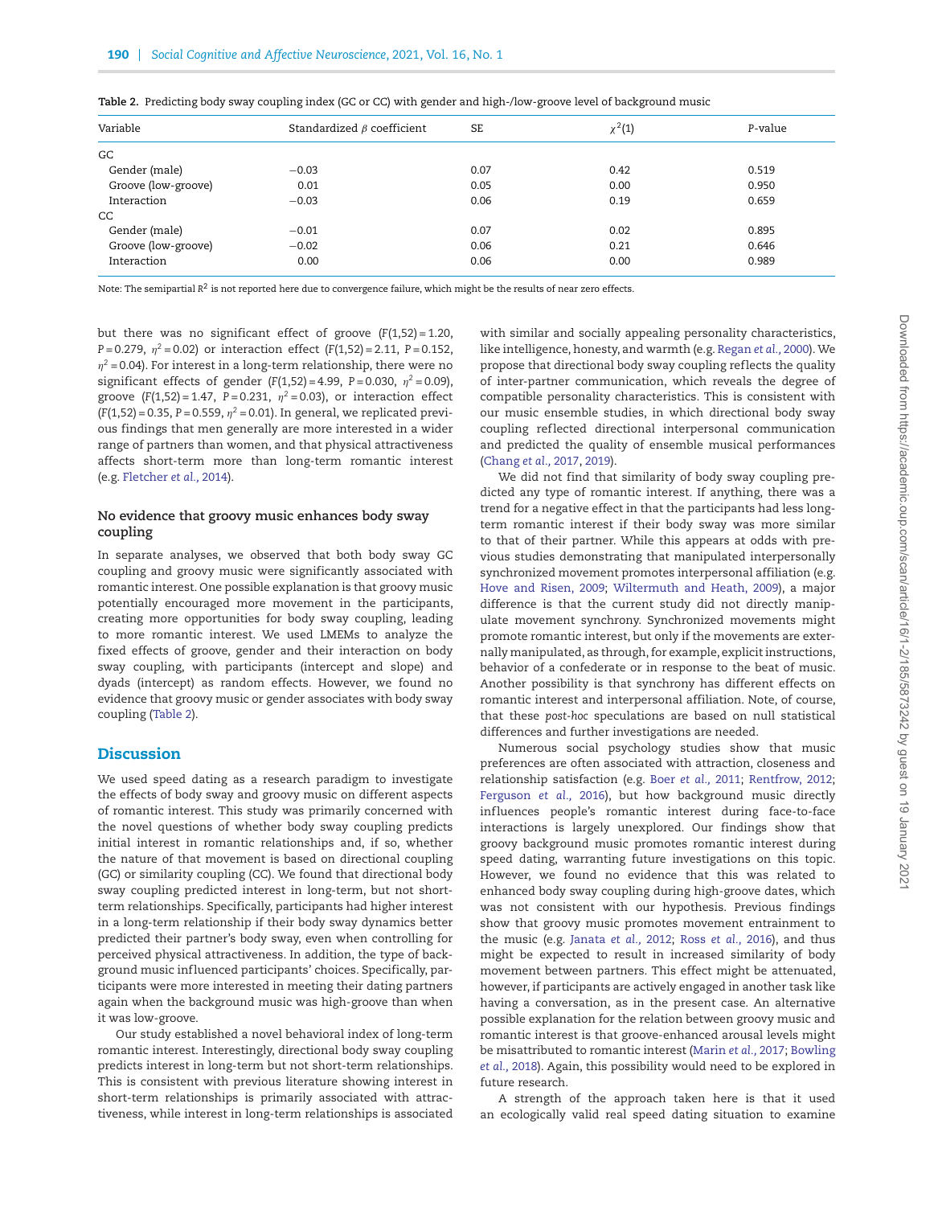Table 2. Predicting body sway coupling index (GC or CC) with gender and high-/low-groove level of background music

| Variable | Standardized $\beta$ coefficient | SE | $\chi^2(1)$ | P-value |
|---|---|---|---|---|
| GC | | | | |
| Gender (male) | −0.03 | 0.07 | 0.42 | 0.519 |
| Groove (low-groove) | 0.01 | 0.05 | 0.00 | 0.950 |
| Interaction | −0.03 | 0.06 | 0.19 | 0.659 |
| CC | | | | |
| Gender (male) | −0.01 | 0.07 | 0.02 | 0.895 |
| Groove (low-groove) | −0.02 | 0.06 | 0.21 | 0.646 |
| Interaction | 0.00 | 0.06 | 0.00 | 0.989 |

Note: The semipartial $R^2$ is not reported here due to convergence failure, which might be the results of near zero effects.

but there was no significant effect of groove ($F(1,52) = 1.20$, $P = 0.279$, $\eta^2 = 0.02$) or interaction effect ($F(1,52) = 2.11$, $P = 0.152$, $\eta^2 = 0.04$). For interest in a long-term relationship, there were no significant effects of gender ($F(1,52) = 4.99$, $P = 0.030$, $\eta^2 = 0.09$), groove ($F(1,52) = 1.47$, $P = 0.231$, $\eta^2 = 0.03$), or interaction effect ($F(1,52) = 0.35$, $P = 0.559$, $\eta^2 = 0.01$). In general, we replicated previous findings that men generally are more interested in a wider range of partners than women, and that physical attractiveness affects short-term more than long-term romantic interest (e.g. Fletcher *et al.*, 2014).

### No evidence that groovy music enhances body sway coupling

In separate analyses, we observed that both body sway GC coupling and groovy music were significantly associated with romantic interest. One possible explanation is that groovy music potentially encouraged more movement in the participants, creating more opportunities for body sway coupling, leading to more romantic interest. We used LMEMs to analyze the fixed effects of groove, gender and their interaction on body sway coupling, with participants (intercept and slope) and dyads (intercept) as random effects. However, we found no evidence that groovy music or gender associates with body sway coupling (Table 2).

## Discussion

We used speed dating as a research paradigm to investigate the effects of body sway and groovy music on different aspects of romantic interest. This study was primarily concerned with the novel questions of whether body sway coupling predicts initial interest in romantic relationships and, if so, whether the nature of that movement is based on directional coupling (GC) or similarity coupling (CC). We found that directional body sway coupling predicted interest in long-term, but not short-term relationships. Specifically, participants had higher interest in a long-term relationship if their body sway dynamics better predicted their partner's body sway, even when controlling for perceived physical attractiveness. In addition, the type of background music influenced participants' choices. Specifically, participants were more interested in meeting their dating partners again when the background music was high-groove than when it was low-groove.

Our study established a novel behavioral index of long-term romantic interest. Interestingly, directional body sway coupling predicts interest in long-term but not short-term relationships. This is consistent with previous literature showing that interest in short-term relationships is primarily associated with attractiveness, while interest in long-term relationships is associated with similar and socially appealing personality characteristics, like intelligence, honesty, and warmth (e.g. Regan *et al.*, 2000). We propose that directional body sway coupling reflects the quality of inter-partner communication, which reveals the degree of compatible personality characteristics. This is consistent with our music ensemble studies, in which directional body sway coupling reflected directional interpersonal communication and predicted the quality of ensemble musical performances (Chang *et al.*, 2017, 2019).

We did not find that similarity of body sway coupling predicted any type of romantic interest. If anything, there was a trend for a negative effect in that the participants had less long-term romantic interest if their body sway was more similar to that of their partner. While this appears at odds with previous studies demonstrating that manipulated interpersonally synchronized movement promotes interpersonal affiliation (e.g. Hove and Risen, 2009; Wiltermuth and Heath, 2009), a major difference is that the current study did not directly manipulate movement synchrony. Synchronized movements might promote romantic interest, but only if the movements are externally manipulated, as through, for example, explicit instructions, behavior of a confederate or in response to the beat of music. Another possibility is that synchrony has different effects on romantic interest and interpersonal affiliation. Note, of course, that these *post-hoc* speculations are based on null statistical differences and further investigations are needed.

Numerous social psychology studies show that music preferences are often associated with attraction, closeness and relationship satisfaction (e.g. Boer *et al.*, 2011; Rentfrow, 2012; Ferguson *et al.*, 2016), but how background music directly influences people's romantic interest during face-to-face interactions is largely unexplored. Our findings show that groovy background music promotes romantic interest during speed dating, warranting future investigations on this topic. However, we found no evidence that this was related to enhanced body sway coupling during high-groove dates, which was not consistent with our hypothesis. Previous findings show that groovy music promotes movement entrainment to the music (e.g. Janata *et al.*, 2012; Ross *et al.*, 2016), and thus might be expected to result in increased similarity of body movement between partners. This effect might be attenuated, however, if participants are actively engaged in another task like having a conversation, as in the present case. An alternative possible explanation for the relation between groovy music and romantic interest is that groove-enhanced arousal levels might be misattributed to romantic interest (Marin *et al.*, 2017; Bowling *et al.*, 2018). Again, this possibility would need to be explored in future research.

A strength of the approach taken here is that it used an ecologically valid real speed dating situation to examine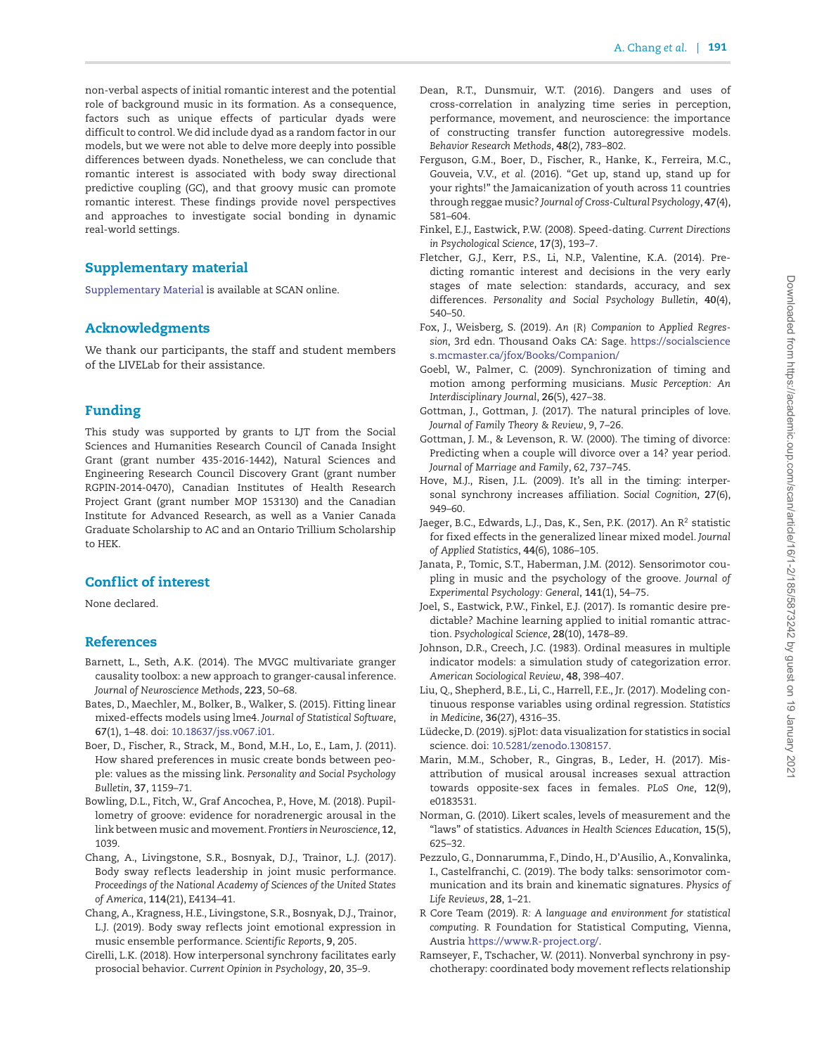non-verbal aspects of initial romantic interest and the potential role of background music in its formation. As a consequence, factors such as unique effects of particular dyads were difficult to control. We did include dyad as a random factor in our models, but we were not able to delve more deeply into possible differences between dyads. Nonetheless, we can conclude that romantic interest is associated with body sway directional predictive coupling (GC), and that groovy music can promote romantic interest. These findings provide novel perspectives and approaches to investigate social bonding in dynamic real-world settings.

## Supplementary material

Supplementary Material is available at SCAN online.

## Acknowledgments

We thank our participants, the staff and student members of the LIVELab for their assistance.

## Funding

This study was supported by grants to LJT from the Social Sciences and Humanities Research Council of Canada Insight Grant (grant number 435-2016-1442), Natural Sciences and Engineering Research Council Discovery Grant (grant number RGPIN-2014-0470), Canadian Institutes of Health Research Project Grant (grant number MOP 153130) and the Canadian Institute for Advanced Research, as well as a Vanier Canada Graduate Scholarship to AC and an Ontario Trillium Scholarship to HEK.

## Conflict of interest

None declared.

## References

Barnett, L., Seth, A.K. (2014). The MVGC multivariate granger causality toolbox: a new approach to granger-causal inference. *Journal of Neuroscience Methods*, **223**, 50–68.

Bates, D., Maechler, M., Bolker, B., Walker, S. (2015). Fitting linear mixed-effects models using lme4. *Journal of Statistical Software*, **67**(1), 1–48. doi: 10.18637/jss.v067.i01.

Boer, D., Fischer, R., Strack, M., Bond, M.H., Lo, E., Lam, J. (2011). How shared preferences in music create bonds between people: values as the missing link. *Personality and Social Psychology Bulletin*, **37**, 1159–71.

Bowling, D.L., Fitch, W., Graf Ancochea, P., Hove, M. (2018). Pupillometry of groove: evidence for noradrenergic arousal in the link between music and movement. *Frontiers in Neuroscience*, **12**, 1039.

Chang, A., Livingstone, S.R., Bosnyak, D.J., Trainor, L.J. (2017). Body sway reflects leadership in joint music performance. *Proceedings of the National Academy of Sciences of the United States of America*, **114**(21), E4134–41.

Chang, A., Kragness, H.E., Livingstone, S.R., Bosnyak, D.J., Trainor, L.J. (2019). Body sway reflects joint emotional expression in music ensemble performance. *Scientific Reports*, **9**, 205.

Cirelli, L.K. (2018). How interpersonal synchrony facilitates early prosocial behavior. *Current Opinion in Psychology*, **20**, 35–9.

Dean, R.T., Dunsmuir, W.T. (2016). Dangers and uses of cross-correlation in analyzing time series in perception, performance, movement, and neuroscience: the importance of constructing transfer function autoregressive models. *Behavior Research Methods*, **48**(2), 783–802.

Ferguson, G.M., Boer, D., Fischer, R., Hanke, K., Ferreira, M.C., Gouveia, V.V., *et al.* (2016). "Get up, stand up, stand up for your rights!" the Jamaicanization of youth across 11 countries through reggae music? *Journal of Cross-Cultural Psychology*, **47**(4), 581–604.

Finkel, E.J., Eastwick, P.W. (2008). Speed-dating. *Current Directions in Psychological Science*, **17**(3), 193–7.

Fletcher, G.J., Kerr, P.S., Li, N.P., Valentine, K.A. (2014). Predicting romantic interest and decisions in the very early stages of mate selection: standards, accuracy, and sex differences. *Personality and Social Psychology Bulletin*, **40**(4), 540–50.

Fox, J., Weisberg, S. (2019). *An {R} Companion to Applied Regression*, 3rd edn. Thousand Oaks CA: Sage. https://socialsciences.mcmaster.ca/jfox/Books/Companion/

Goebl, W., Palmer, C. (2009). Synchronization of timing and motion among performing musicians. *Music Perception: An Interdisciplinary Journal*, **26**(5), 427–38.

Gottman, J., Gottman, J. (2017). The natural principles of love. *Journal of Family Theory & Review*, 9, 7–26.

Gottman, J. M., & Levenson, R. W. (2000). The timing of divorce: Predicting when a couple will divorce over a 14? year period. *Journal of Marriage and Family*, 62, 737–745.

Hove, M.J., Risen, J.L. (2009). It's all in the timing: interpersonal synchrony increases affiliation. *Social Cognition*, **27**(6), 949–60.

Jaeger, B.C., Edwards, L.J., Das, K., Sen, P.K. (2017). An $R^2$ statistic for fixed effects in the generalized linear mixed model. *Journal of Applied Statistics*, **44**(6), 1086–105.

Janata, P., Tomic, S.T., Haberman, J.M. (2012). Sensorimotor coupling in music and the psychology of the groove. *Journal of Experimental Psychology: General*, **141**(1), 54–75.

Joel, S., Eastwick, P.W., Finkel, E.J. (2017). Is romantic desire predictable? Machine learning applied to initial romantic attraction. *Psychological Science*, **28**(10), 1478–89.

Johnson, D.R., Creech, J.C. (1983). Ordinal measures in multiple indicator models: a simulation study of categorization error. *American Sociological Review*, **48**, 398–407.

Liu, Q., Shepherd, B.E., Li, C., Harrell, F.E., Jr. (2017). Modeling continuous response variables using ordinal regression. *Statistics in Medicine*, **36**(27), 4316–35.

Lüdecke, D. (2019). sjPlot: data visualization for statistics in social science. doi: 10.5281/zenodo.1308157.

Marin, M.M., Schober, R., Gingras, B., Leder, H. (2017). Misattribution of musical arousal increases sexual attraction towards opposite-sex faces in females. *PLoS One*, **12**(9), e0183531.

Norman, G. (2010). Likert scales, levels of measurement and the "laws" of statistics. *Advances in Health Sciences Education*, **15**(5), 625–32.

Pezzulo, G., Donnarumma, F., Dindo, H., D'Ausilio, A., Konvalinka, I., Castelfranchi, C. (2019). The body talks: sensorimotor communication and its brain and kinematic signatures. *Physics of Life Reviews*, **28**, 1–21.

R Core Team (2019). *R: A language and environment for statistical computing*. R Foundation for Statistical Computing, Vienna, Austria https://www.R-project.org/.

Ramseyer, F., Tschacher, W. (2011). Nonverbal synchrony in psychotherapy: coordinated body movement reflects relationship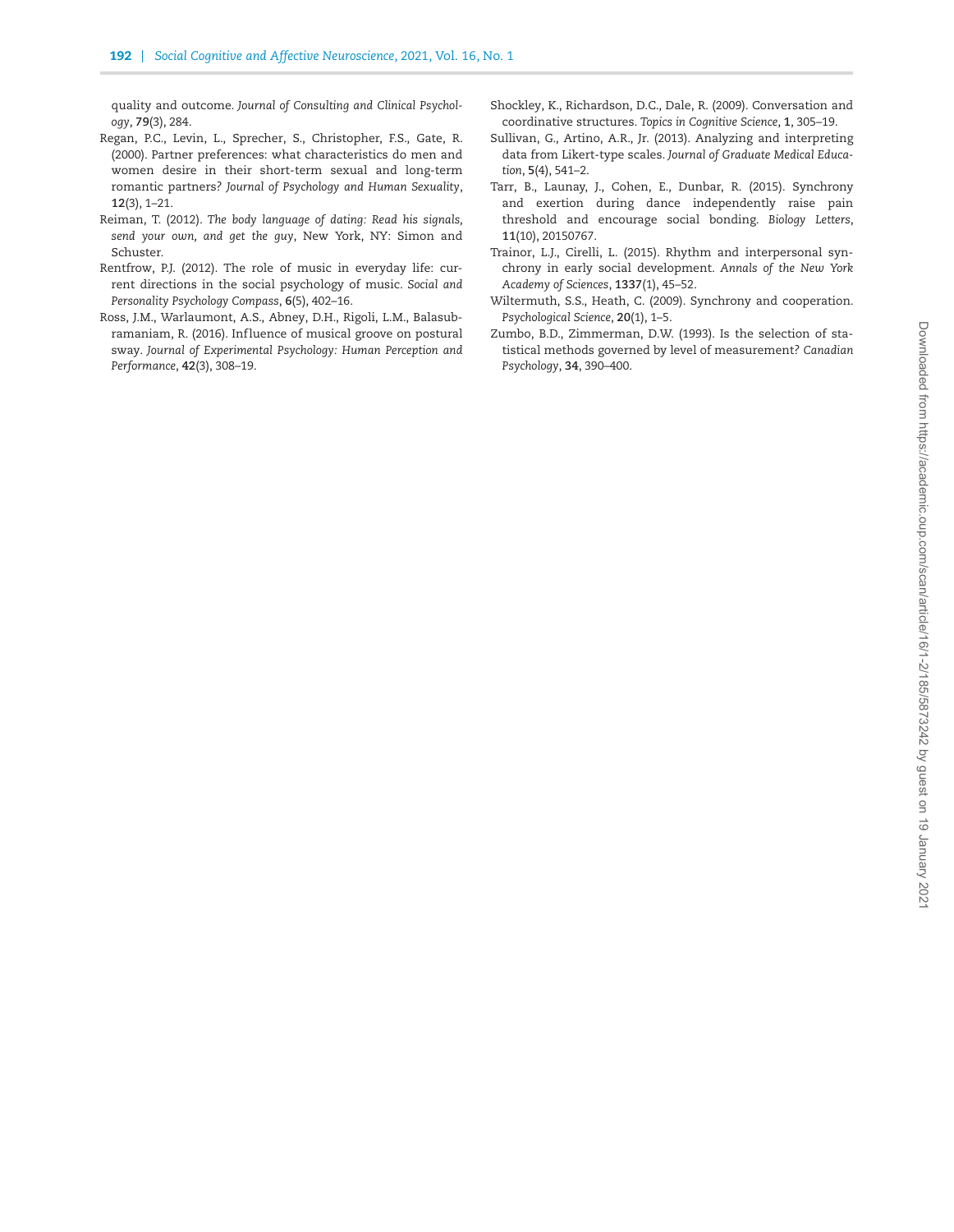quality and outcome. *Journal of Consulting and Clinical Psychology*, **79**(3), 284.

Regan, P.C., Levin, L., Sprecher, S., Christopher, F.S., Gate, R. (2000). Partner preferences: what characteristics do men and women desire in their short-term sexual and long-term romantic partners? *Journal of Psychology and Human Sexuality*, **12**(3), 1–21.

Reiman, T. (2012). *The body language of dating: Read his signals, send your own, and get the guy*, New York, NY: Simon and Schuster.

Rentfrow, P.J. (2012). The role of music in everyday life: current directions in the social psychology of music. *Social and Personality Psychology Compass*, **6**(5), 402–16.

Ross, J.M., Warlaumont, A.S., Abney, D.H., Rigoli, L.M., Balasubramaniam, R. (2016). Influence of musical groove on postural sway. *Journal of Experimental Psychology: Human Perception and Performance*, **42**(3), 308–19.

Shockley, K., Richardson, D.C., Dale, R. (2009). Conversation and coordinative structures. *Topics in Cognitive Science*, **1**, 305–19.

Sullivan, G., Artino, A.R., Jr. (2013). Analyzing and interpreting data from Likert-type scales. *Journal of Graduate Medical Education*, **5**(4), 541–2.

Tarr, B., Launay, J., Cohen, E., Dunbar, R. (2015). Synchrony and exertion during dance independently raise pain threshold and encourage social bonding. *Biology Letters*, **11**(10), 20150767.

Trainor, L.J., Cirelli, L. (2015). Rhythm and interpersonal synchrony in early social development. *Annals of the New York Academy of Sciences*, **1337**(1), 45–52.

Wiltermuth, S.S., Heath, C. (2009). Synchrony and cooperation. *Psychological Science*, **20**(1), 1–5.

Zumbo, B.D., Zimmerman, D.W. (1993). Is the selection of statistical methods governed by level of measurement? *Canadian Psychology*, **34**, 390–400.